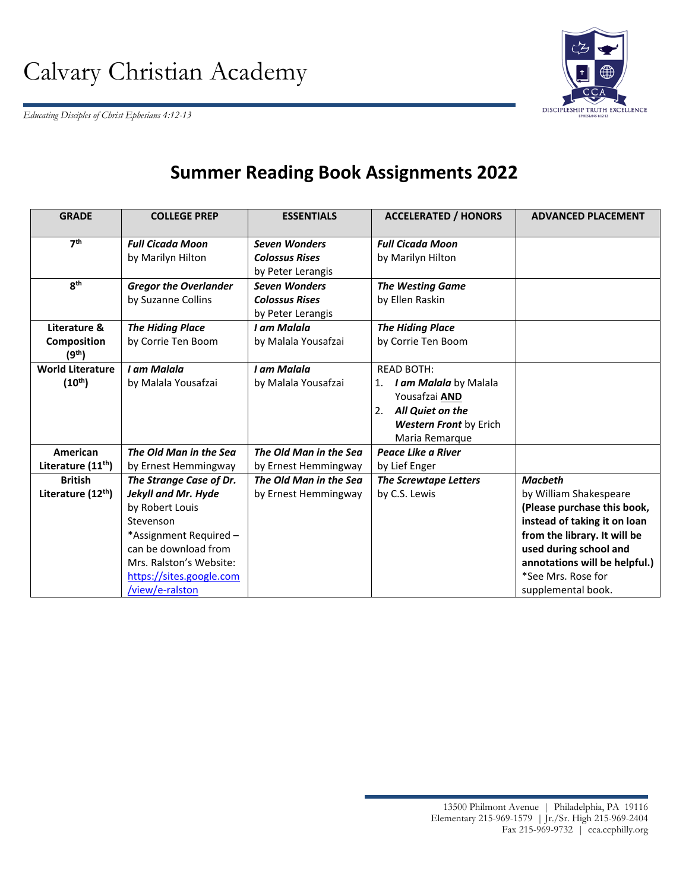# Calvary Christian Academy

*Educating Disciples of Christ Ephesians 4:12-13*

DISCIPLESHIP TRUTH EXCELLENCE

## Summer Reading Book Assignments 2022

| GRADE | COLLEGE PREP | ESSENTIALS | ACCELERATED / HONORS | ADVANCED PLACEMENT |
|---|---|---|---|---|
| **7th** | ***Full Cicada Moon*** by Marilyn Hilton | ***Seven Wonders Colossus Rises*** by Peter Lerangis | ***Full Cicada Moon*** by Marilyn Hilton | |
| **8th** | ***Gregor the Overlander*** by Suzanne Collins | ***Seven Wonders Colossus Rises*** by Peter Lerangis | ***The Westing Game*** by Ellen Raskin | |
| **Literature & Composition (9th)** | ***The Hiding Place*** by Corrie Ten Boom | ***I am Malala*** by Malala Yousafzai | ***The Hiding Place*** by Corrie Ten Boom | |
| **World Literature (10th)** | ***I am Malala*** by Malala Yousafzai | ***I am Malala*** by Malala Yousafzai | READ BOTH: 1. ***I am Malala*** by Malala Yousafzai **AND** 2. ***All Quiet on the Western Front*** by Erich Maria Remarque | |
| **American Literature (11th)** | ***The Old Man in the Sea*** by Ernest Hemmingway | ***The Old Man in the Sea*** by Ernest Hemmingway | ***Peace Like a River*** by Lief Enger | |
| **British Literature (12th)** | ***The Strange Case of Dr. Jekyll and Mr. Hyde*** by Robert Louis Stevenson *Assignment Required – can be download from Mrs. Ralston's Website: https://sites.google.com/view/e-ralston | ***The Old Man in the Sea*** by Ernest Hemmingway | ***The Screwtape Letters*** by C.S. Lewis | ***Macbeth*** by William Shakespeare **(Please purchase this book, instead of taking it on loan from the library. It will be used during school and annotations will be helpful.)** *See Mrs. Rose for supplemental book. |

13500 Philmont Avenue | Philadelphia, PA 19116
Elementary 215-969-1579 | Jr./Sr. High 215-969-2404
Fax 215-969-9732 | cca.ccphilly.org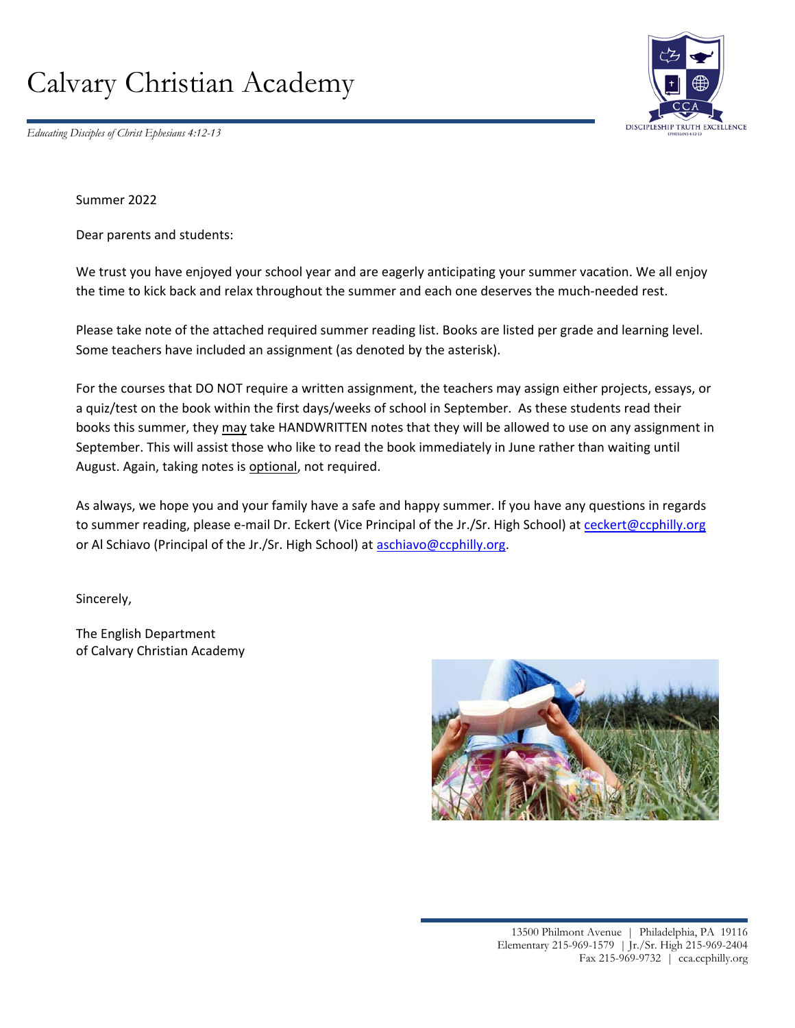# Calvary Christian Academy

*Educating Disciples of Christ Ephesians 4:12-13*

DISCIPLESHIP TRUTH EXCELLENCE

Summer 2022

Dear parents and students:

We trust you have enjoyed your school year and are eagerly anticipating your summer vacation. We all enjoy the time to kick back and relax throughout the summer and each one deserves the much-needed rest.

Please take note of the attached required summer reading list. Books are listed per grade and learning level. Some teachers have included an assignment (as denoted by the asterisk).

For the courses that DO NOT require a written assignment, the teachers may assign either projects, essays, or a quiz/test on the book within the first days/weeks of school in September. As these students read their books this summer, they may take HANDWRITTEN notes that they will be allowed to use on any assignment in September. This will assist those who like to read the book immediately in June rather than waiting until August. Again, taking notes is optional, not required.

As always, we hope you and your family have a safe and happy summer. If you have any questions in regards to summer reading, please e-mail Dr. Eckert (Vice Principal of the Jr./Sr. High School) at ceckert@ccphilly.org or Al Schiavo (Principal of the Jr./Sr. High School) at aschiavo@ccphilly.org.

Sincerely,

The English Department
of Calvary Christian Academy

13500 Philmont Avenue | Philadelphia, PA 19116
Elementary 215-969-1579 | Jr./Sr. High 215-969-2404
Fax 215-969-9732 | cca.ccphilly.org